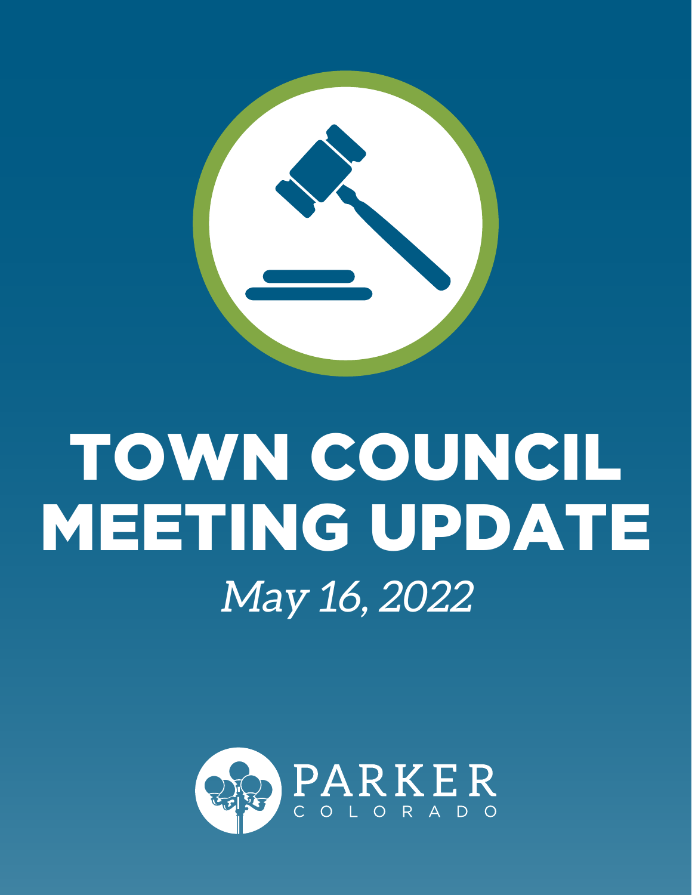# TOWN COUNCIL MEETING UPDATE

*May 16, 2022*

PARKER
COLORADO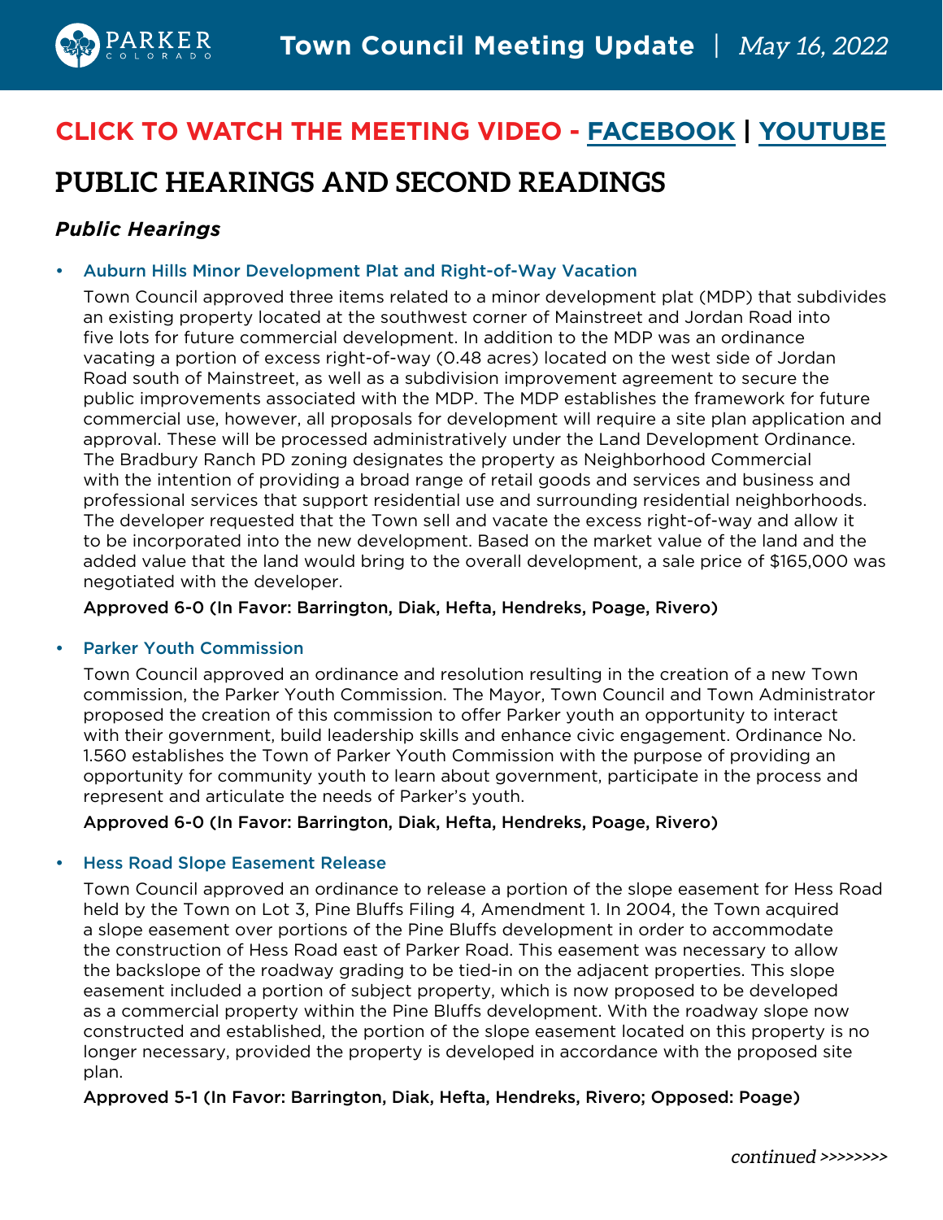**CLICK TO WATCH THE MEETING VIDEO - [FACEBOOK] | [YOUTUBE]**

# PUBLIC HEARINGS AND SECOND READINGS

### *Public Hearings*

- **Auburn Hills Minor Development Plat and Right-of-Way Vacation**

  Town Council approved three items related to a minor development plat (MDP) that subdivides an existing property located at the southwest corner of Mainstreet and Jordan Road into five lots for future commercial development. In addition to the MDP was an ordinance vacating a portion of excess right-of-way (0.48 acres) located on the west side of Jordan Road south of Mainstreet, as well as a subdivision improvement agreement to secure the public improvements associated with the MDP. The MDP establishes the framework for future commercial use, however, all proposals for development will require a site plan application and approval. These will be processed administratively under the Land Development Ordinance. The Bradbury Ranch PD zoning designates the property as Neighborhood Commercial with the intention of providing a broad range of retail goods and services and business and professional services that support residential use and surrounding residential neighborhoods. The developer requested that the Town sell and vacate the excess right-of-way and allow it to be incorporated into the new development. Based on the market value of the land and the added value that the land would bring to the overall development, a sale price of $165,000 was negotiated with the developer.

  **Approved 6-0 (In Favor: Barrington, Diak, Hefta, Hendreks, Poage, Rivero)**

- **Parker Youth Commission**

  Town Council approved an ordinance and resolution resulting in the creation of a new Town commission, the Parker Youth Commission. The Mayor, Town Council and Town Administrator proposed the creation of this commission to offer Parker youth an opportunity to interact with their government, build leadership skills and enhance civic engagement. Ordinance No. 1.560 establishes the Town of Parker Youth Commission with the purpose of providing an opportunity for community youth to learn about government, participate in the process and represent and articulate the needs of Parker's youth.

  **Approved 6-0 (In Favor: Barrington, Diak, Hefta, Hendreks, Poage, Rivero)**

- **Hess Road Slope Easement Release**

  Town Council approved an ordinance to release a portion of the slope easement for Hess Road held by the Town on Lot 3, Pine Bluffs Filing 4, Amendment 1. In 2004, the Town acquired a slope easement over portions of the Pine Bluffs development in order to accommodate the construction of Hess Road east of Parker Road. This easement was necessary to allow the backslope of the roadway grading to be tied-in on the adjacent properties. This slope easement included a portion of subject property, which is now proposed to be developed as a commercial property within the Pine Bluffs development. With the roadway slope now constructed and established, the portion of the slope easement located on this property is no longer necessary, provided the property is developed in accordance with the proposed site plan.

  **Approved 5-1 (In Favor: Barrington, Diak, Hefta, Hendreks, Rivero; Opposed: Poage)**

*continued >>>>>>>>*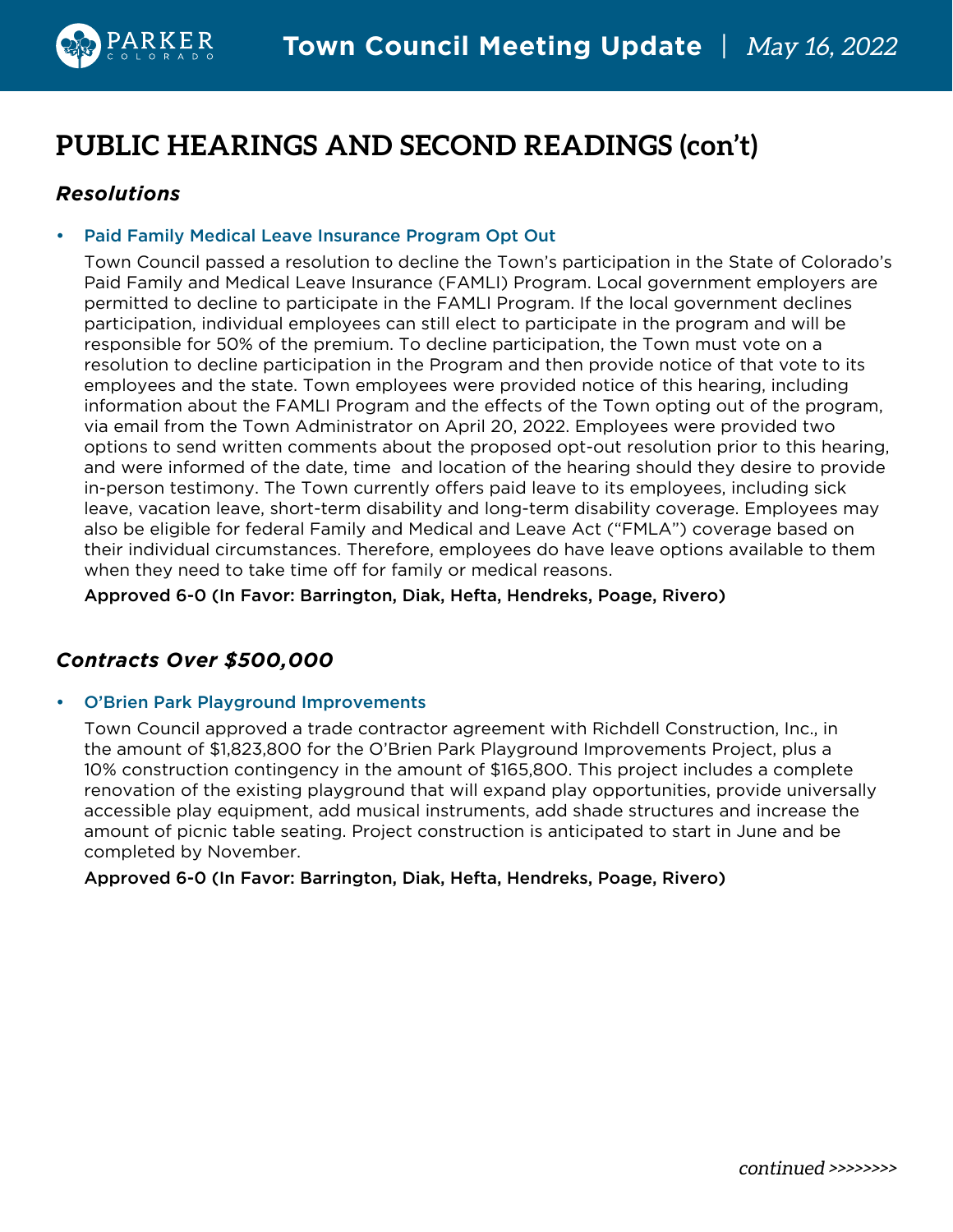# PUBLIC HEARINGS AND SECOND READINGS (con't)

## *Resolutions*

- **Paid Family Medical Leave Insurance Program Opt Out**

  Town Council passed a resolution to decline the Town's participation in the State of Colorado's Paid Family and Medical Leave Insurance (FAMLI) Program. Local government employers are permitted to decline to participate in the FAMLI Program. If the local government declines participation, individual employees can still elect to participate in the program and will be responsible for 50% of the premium. To decline participation, the Town must vote on a resolution to decline participation in the Program and then provide notice of that vote to its employees and the state. Town employees were provided notice of this hearing, including information about the FAMLI Program and the effects of the Town opting out of the program, via email from the Town Administrator on April 20, 2022. Employees were provided two options to send written comments about the proposed opt-out resolution prior to this hearing, and were informed of the date, time and location of the hearing should they desire to provide in-person testimony. The Town currently offers paid leave to its employees, including sick leave, vacation leave, short-term disability and long-term disability coverage. Employees may also be eligible for federal Family and Medical and Leave Act ("FMLA") coverage based on their individual circumstances. Therefore, employees do have leave options available to them when they need to take time off for family or medical reasons.

  **Approved 6-0 (In Favor: Barrington, Diak, Hefta, Hendreks, Poage, Rivero)**

## *Contracts Over $500,000*

- **O'Brien Park Playground Improvements**

  Town Council approved a trade contractor agreement with Richdell Construction, Inc., in the amount of $1,823,800 for the O'Brien Park Playground Improvements Project, plus a 10% construction contingency in the amount of $165,800. This project includes a complete renovation of the existing playground that will expand play opportunities, provide universally accessible play equipment, add musical instruments, add shade structures and increase the amount of picnic table seating. Project construction is anticipated to start in June and be completed by November.

  **Approved 6-0 (In Favor: Barrington, Diak, Hefta, Hendreks, Poage, Rivero)**

*continued >>>>>>>>*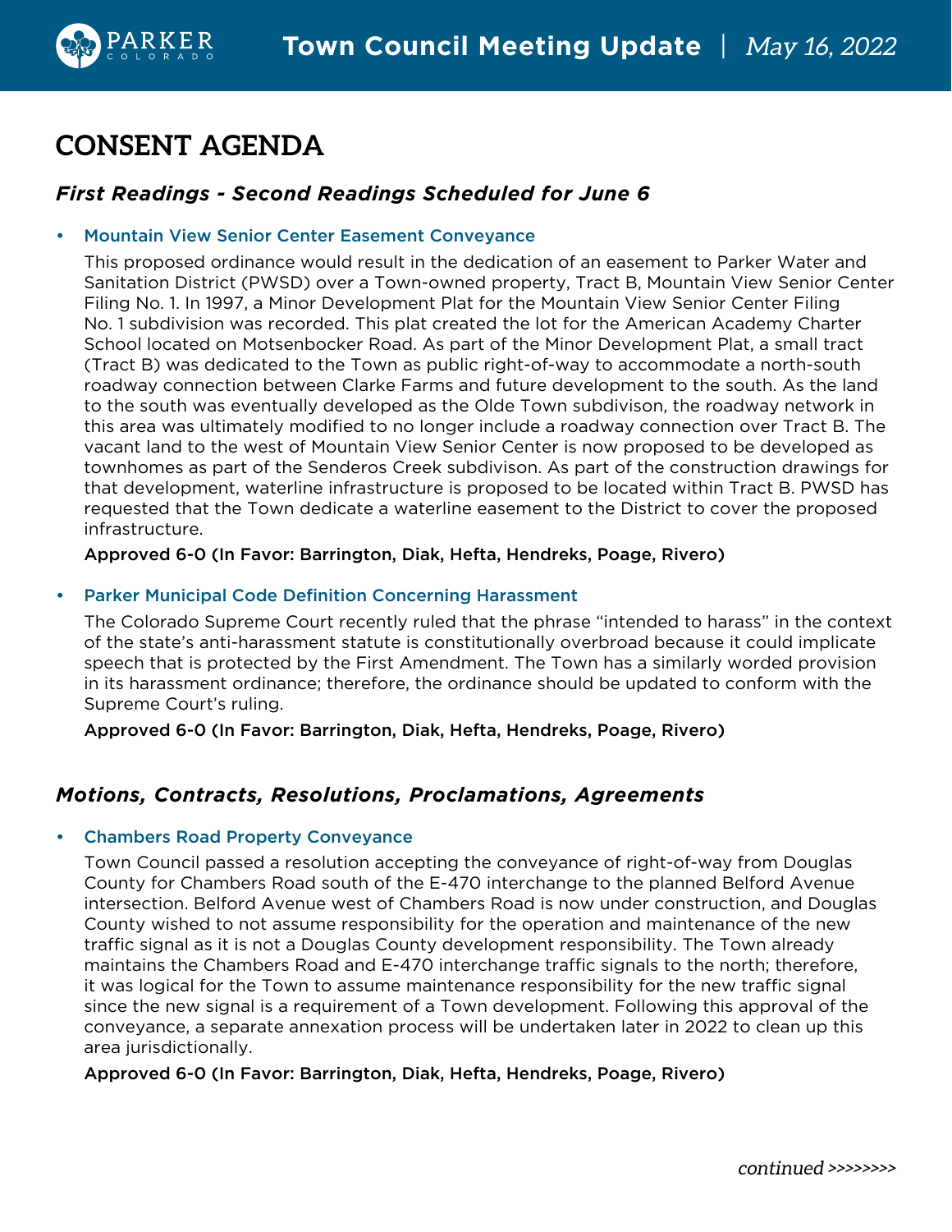# CONSENT AGENDA

### *First Readings - Second Readings Scheduled for June 6*

- **Mountain View Senior Center Easement Conveyance**

  This proposed ordinance would result in the dedication of an easement to Parker Water and Sanitation District (PWSD) over a Town-owned property, Tract B, Mountain View Senior Center Filing No. 1. In 1997, a Minor Development Plat for the Mountain View Senior Center Filing No. 1 subdivision was recorded. This plat created the lot for the American Academy Charter School located on Motsenbocker Road. As part of the Minor Development Plat, a small tract (Tract B) was dedicated to the Town as public right-of-way to accommodate a north-south roadway connection between Clarke Farms and future development to the south. As the land to the south was eventually developed as the Olde Town subdivison, the roadway network in this area was ultimately modified to no longer include a roadway connection over Tract B. The vacant land to the west of Mountain View Senior Center is now proposed to be developed as townhomes as part of the Senderos Creek subdivison. As part of the construction drawings for that development, waterline infrastructure is proposed to be located within Tract B. PWSD has requested that the Town dedicate a waterline easement to the District to cover the proposed infrastructure.

  **Approved 6-0 (In Favor: Barrington, Diak, Hefta, Hendreks, Poage, Rivero)**

- **Parker Municipal Code Definition Concerning Harassment**

  The Colorado Supreme Court recently ruled that the phrase "intended to harass" in the context of the state's anti-harassment statute is constitutionally overbroad because it could implicate speech that is protected by the First Amendment. The Town has a similarly worded provision in its harassment ordinance; therefore, the ordinance should be updated to conform with the Supreme Court's ruling.

  **Approved 6-0 (In Favor: Barrington, Diak, Hefta, Hendreks, Poage, Rivero)**

### *Motions, Contracts, Resolutions, Proclamations, Agreements*

- **Chambers Road Property Conveyance**

  Town Council passed a resolution accepting the conveyance of right-of-way from Douglas County for Chambers Road south of the E-470 interchange to the planned Belford Avenue intersection. Belford Avenue west of Chambers Road is now under construction, and Douglas County wished to not assume responsibility for the operation and maintenance of the new traffic signal as it is not a Douglas County development responsibility. The Town already maintains the Chambers Road and E-470 interchange traffic signals to the north; therefore, it was logical for the Town to assume maintenance responsibility for the new traffic signal since the new signal is a requirement of a Town development. Following this approval of the conveyance, a separate annexation process will be undertaken later in 2022 to clean up this area jurisdictionally.

  **Approved 6-0 (In Favor: Barrington, Diak, Hefta, Hendreks, Poage, Rivero)**

*continued >>>>>>>>*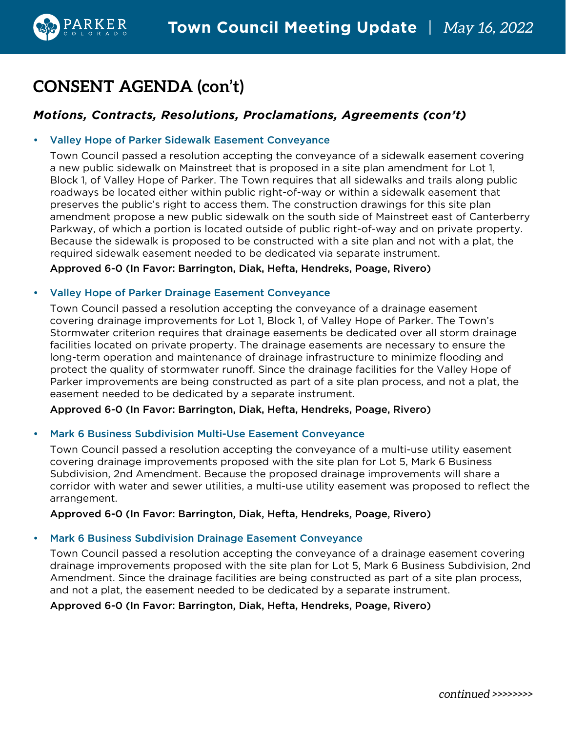# CONSENT AGENDA (con't)

## *Motions, Contracts, Resolutions, Proclamations, Agreements (con't)*

- **Valley Hope of Parker Sidewalk Easement Conveyance**

  Town Council passed a resolution accepting the conveyance of a sidewalk easement covering a new public sidewalk on Mainstreet that is proposed in a site plan amendment for Lot 1, Block 1, of Valley Hope of Parker. The Town requires that all sidewalks and trails along public roadways be located either within public right-of-way or within a sidewalk easement that preserves the public's right to access them. The construction drawings for this site plan amendment propose a new public sidewalk on the south side of Mainstreet east of Canterberry Parkway, of which a portion is located outside of public right-of-way and on private property. Because the sidewalk is proposed to be constructed with a site plan and not with a plat, the required sidewalk easement needed to be dedicated via separate instrument.

  **Approved 6-0 (In Favor: Barrington, Diak, Hefta, Hendreks, Poage, Rivero)**

- **Valley Hope of Parker Drainage Easement Conveyance**

  Town Council passed a resolution accepting the conveyance of a drainage easement covering drainage improvements for Lot 1, Block 1, of Valley Hope of Parker. The Town's Stormwater criterion requires that drainage easements be dedicated over all storm drainage facilities located on private property. The drainage easements are necessary to ensure the long-term operation and maintenance of drainage infrastructure to minimize flooding and protect the quality of stormwater runoff. Since the drainage facilities for the Valley Hope of Parker improvements are being constructed as part of a site plan process, and not a plat, the easement needed to be dedicated by a separate instrument.

  **Approved 6-0 (In Favor: Barrington, Diak, Hefta, Hendreks, Poage, Rivero)**

- **Mark 6 Business Subdivision Multi-Use Easement Conveyance**

  Town Council passed a resolution accepting the conveyance of a multi-use utility easement covering drainage improvements proposed with the site plan for Lot 5, Mark 6 Business Subdivision, 2nd Amendment. Because the proposed drainage improvements will share a corridor with water and sewer utilities, a multi-use utility easement was proposed to reflect the arrangement.

  **Approved 6-0 (In Favor: Barrington, Diak, Hefta, Hendreks, Poage, Rivero)**

- **Mark 6 Business Subdivision Drainage Easement Conveyance**

  Town Council passed a resolution accepting the conveyance of a drainage easement covering drainage improvements proposed with the site plan for Lot 5, Mark 6 Business Subdivision, 2nd Amendment. Since the drainage facilities are being constructed as part of a site plan process, and not a plat, the easement needed to be dedicated by a separate instrument.

  **Approved 6-0 (In Favor: Barrington, Diak, Hefta, Hendreks, Poage, Rivero)**

*continued >>>>>>>>*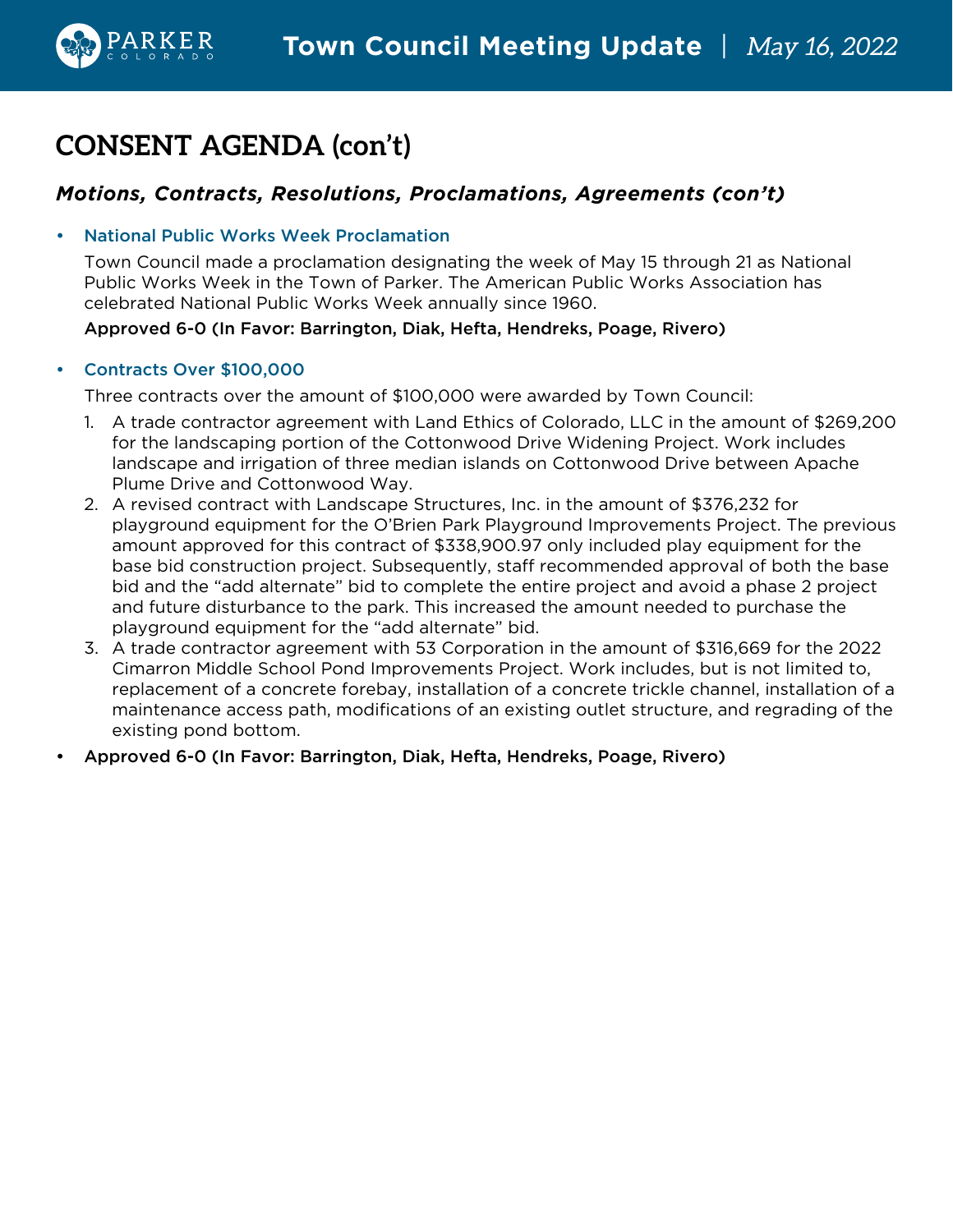# CONSENT AGENDA (con't)

## *Motions, Contracts, Resolutions, Proclamations, Agreements (con't)*

- National Public Works Week Proclamation

  Town Council made a proclamation designating the week of May 15 through 21 as National Public Works Week in the Town of Parker. The American Public Works Association has celebrated National Public Works Week annually since 1960.

  **Approved 6-0 (In Favor: Barrington, Diak, Hefta, Hendreks, Poage, Rivero)**

- Contracts Over $100,000

  Three contracts over the amount of $100,000 were awarded by Town Council:

  1. A trade contractor agreement with Land Ethics of Colorado, LLC in the amount of $269,200 for the landscaping portion of the Cottonwood Drive Widening Project. Work includes landscape and irrigation of three median islands on Cottonwood Drive between Apache Plume Drive and Cottonwood Way.
  2. A revised contract with Landscape Structures, Inc. in the amount of $376,232 for playground equipment for the O'Brien Park Playground Improvements Project. The previous amount approved for this contract of $338,900.97 only included play equipment for the base bid construction project. Subsequently, staff recommended approval of both the base bid and the "add alternate" bid to complete the entire project and avoid a phase 2 project and future disturbance to the park. This increased the amount needed to purchase the playground equipment for the "add alternate" bid.
  3. A trade contractor agreement with 53 Corporation in the amount of $316,669 for the 2022 Cimarron Middle School Pond Improvements Project. Work includes, but is not limited to, replacement of a concrete forebay, installation of a concrete trickle channel, installation of a maintenance access path, modifications of an existing outlet structure, and regrading of the existing pond bottom.

- **Approved 6-0 (In Favor: Barrington, Diak, Hefta, Hendreks, Poage, Rivero)**